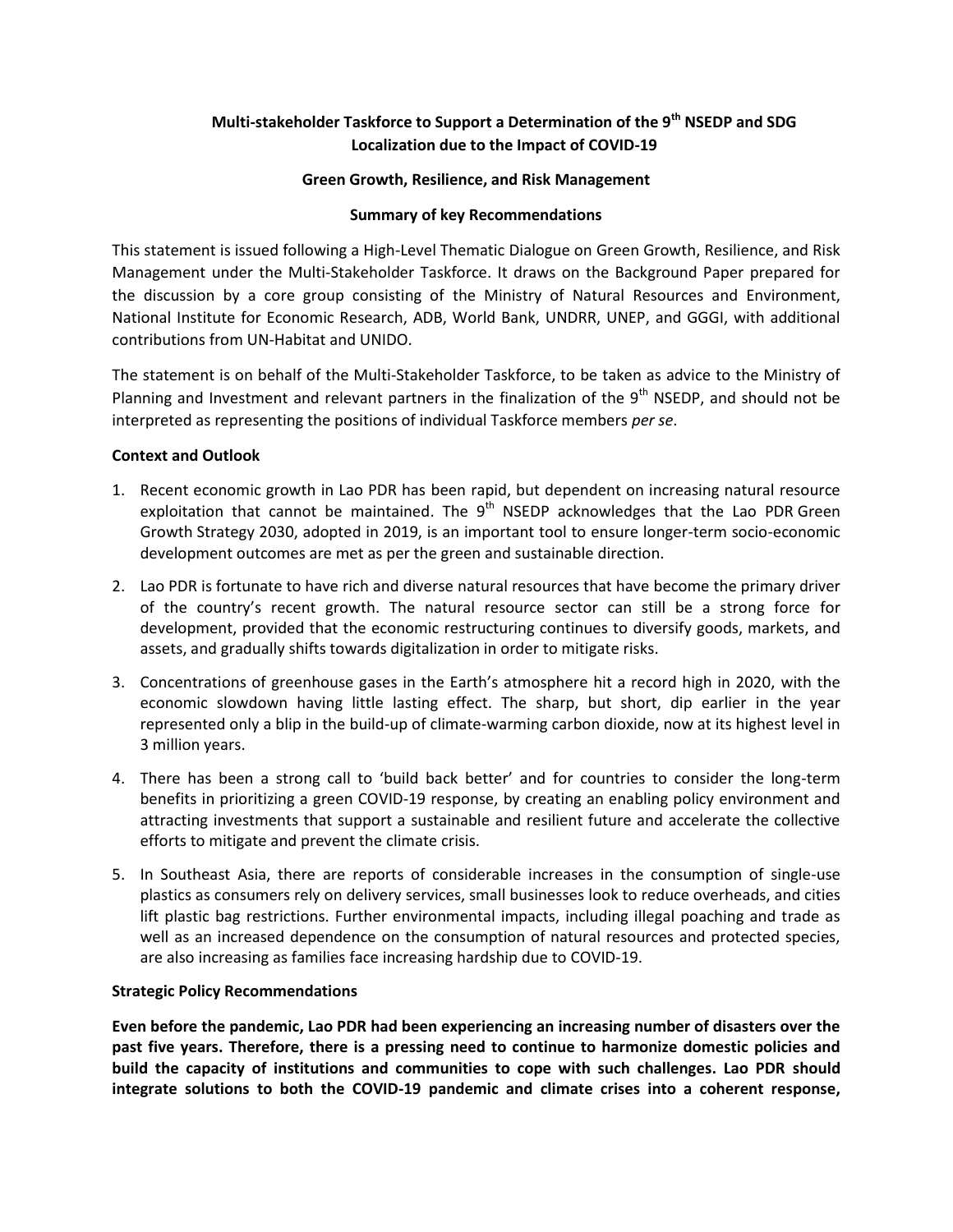**Multi-stakeholder Taskforce to Support a Determination of the 9th NSEDP and SDG Localization due to the Impact of COVID-19**

**Green Growth, Resilience, and Risk Management**

**Summary of key Recommendations**

This statement is issued following a High-Level Thematic Dialogue on Green Growth, Resilience, and Risk Management under the Multi-Stakeholder Taskforce. It draws on the Background Paper prepared for the discussion by a core group consisting of the Ministry of Natural Resources and Environment, National Institute for Economic Research, ADB, World Bank, UNDRR, UNEP, and GGGI, with additional contributions from UN-Habitat and UNIDO.

The statement is on behalf of the Multi-Stakeholder Taskforce, to be taken as advice to the Ministry of Planning and Investment and relevant partners in the finalization of the 9th NSEDP, and should not be interpreted as representing the positions of individual Taskforce members *per se*.

**Context and Outlook**

1. Recent economic growth in Lao PDR has been rapid, but dependent on increasing natural resource exploitation that cannot be maintained. The 9th NSEDP acknowledges that the Lao PDR Green Growth Strategy 2030, adopted in 2019, is an important tool to ensure longer-term socio-economic development outcomes are met as per the green and sustainable direction.
2. Lao PDR is fortunate to have rich and diverse natural resources that have become the primary driver of the country's recent growth. The natural resource sector can still be a strong force for development, provided that the economic restructuring continues to diversify goods, markets, and assets, and gradually shifts towards digitalization in order to mitigate risks.
3. Concentrations of greenhouse gases in the Earth's atmosphere hit a record high in 2020, with the economic slowdown having little lasting effect. The sharp, but short, dip earlier in the year represented only a blip in the build-up of climate-warming carbon dioxide, now at its highest level in 3 million years.
4. There has been a strong call to 'build back better' and for countries to consider the long-term benefits in prioritizing a green COVID-19 response, by creating an enabling policy environment and attracting investments that support a sustainable and resilient future and accelerate the collective efforts to mitigate and prevent the climate crisis.
5. In Southeast Asia, there are reports of considerable increases in the consumption of single-use plastics as consumers rely on delivery services, small businesses look to reduce overheads, and cities lift plastic bag restrictions. Further environmental impacts, including illegal poaching and trade as well as an increased dependence on the consumption of natural resources and protected species, are also increasing as families face increasing hardship due to COVID-19.

**Strategic Policy Recommendations**

**Even before the pandemic, Lao PDR had been experiencing an increasing number of disasters over the past five years. Therefore, there is a pressing need to continue to harmonize domestic policies and build the capacity of institutions and communities to cope with such challenges. Lao PDR should integrate solutions to both the COVID-19 pandemic and climate crises into a coherent response,**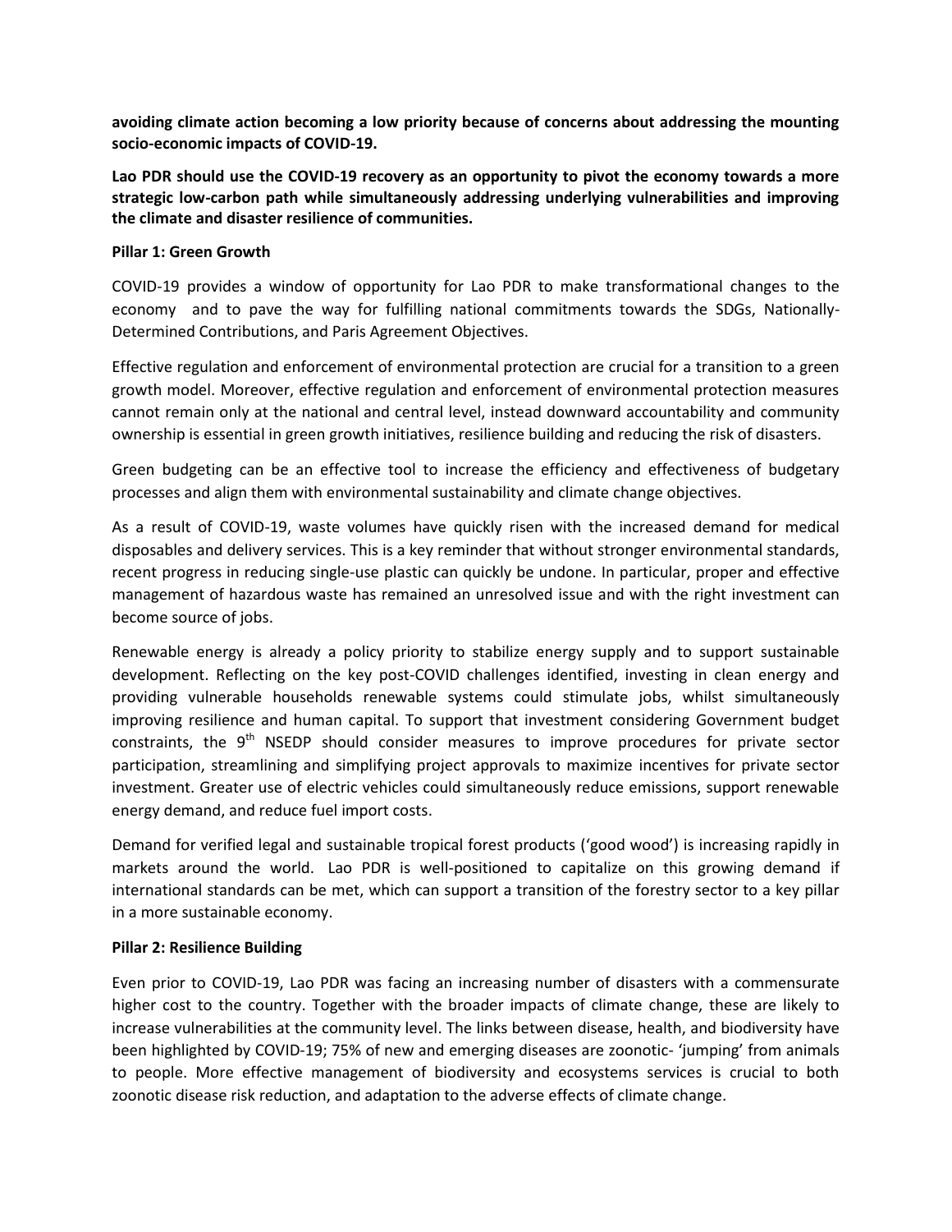**avoiding climate action becoming a low priority because of concerns about addressing the mounting socio-economic impacts of COVID-19.**

**Lao PDR should use the COVID-19 recovery as an opportunity to pivot the economy towards a more strategic low-carbon path while simultaneously addressing underlying vulnerabilities and improving the climate and disaster resilience of communities.**

**Pillar 1: Green Growth**

COVID-19 provides a window of opportunity for Lao PDR to make transformational changes to the economy and to pave the way for fulfilling national commitments towards the SDGs, Nationally-Determined Contributions, and Paris Agreement Objectives.

Effective regulation and enforcement of environmental protection are crucial for a transition to a green growth model. Moreover, effective regulation and enforcement of environmental protection measures cannot remain only at the national and central level, instead downward accountability and community ownership is essential in green growth initiatives, resilience building and reducing the risk of disasters.

Green budgeting can be an effective tool to increase the efficiency and effectiveness of budgetary processes and align them with environmental sustainability and climate change objectives.

As a result of COVID-19, waste volumes have quickly risen with the increased demand for medical disposables and delivery services. This is a key reminder that without stronger environmental standards, recent progress in reducing single-use plastic can quickly be undone. In particular, proper and effective management of hazardous waste has remained an unresolved issue and with the right investment can become source of jobs.

Renewable energy is already a policy priority to stabilize energy supply and to support sustainable development. Reflecting on the key post-COVID challenges identified, investing in clean energy and providing vulnerable households renewable systems could stimulate jobs, whilst simultaneously improving resilience and human capital. To support that investment considering Government budget constraints, the 9th NSEDP should consider measures to improve procedures for private sector participation, streamlining and simplifying project approvals to maximize incentives for private sector investment. Greater use of electric vehicles could simultaneously reduce emissions, support renewable energy demand, and reduce fuel import costs.

Demand for verified legal and sustainable tropical forest products ('good wood') is increasing rapidly in markets around the world. Lao PDR is well-positioned to capitalize on this growing demand if international standards can be met, which can support a transition of the forestry sector to a key pillar in a more sustainable economy.

**Pillar 2: Resilience Building**

Even prior to COVID-19, Lao PDR was facing an increasing number of disasters with a commensurate higher cost to the country. Together with the broader impacts of climate change, these are likely to increase vulnerabilities at the community level. The links between disease, health, and biodiversity have been highlighted by COVID-19; 75% of new and emerging diseases are zoonotic- 'jumping' from animals to people. More effective management of biodiversity and ecosystems services is crucial to both zoonotic disease risk reduction, and adaptation to the adverse effects of climate change.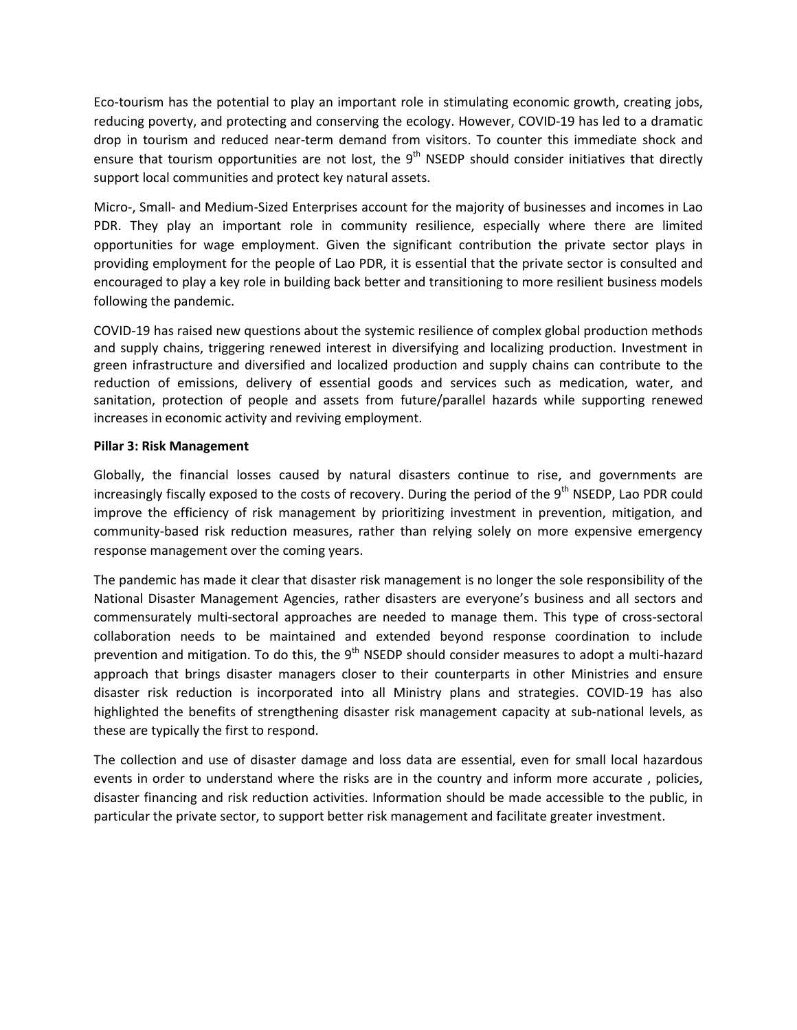Eco-tourism has the potential to play an important role in stimulating economic growth, creating jobs, reducing poverty, and protecting and conserving the ecology. However, COVID-19 has led to a dramatic drop in tourism and reduced near-term demand from visitors. To counter this immediate shock and ensure that tourism opportunities are not lost, the 9th NSEDP should consider initiatives that directly support local communities and protect key natural assets.

Micro-, Small- and Medium-Sized Enterprises account for the majority of businesses and incomes in Lao PDR. They play an important role in community resilience, especially where there are limited opportunities for wage employment. Given the significant contribution the private sector plays in providing employment for the people of Lao PDR, it is essential that the private sector is consulted and encouraged to play a key role in building back better and transitioning to more resilient business models following the pandemic.

COVID-19 has raised new questions about the systemic resilience of complex global production methods and supply chains, triggering renewed interest in diversifying and localizing production. Investment in green infrastructure and diversified and localized production and supply chains can contribute to the reduction of emissions, delivery of essential goods and services such as medication, water, and sanitation, protection of people and assets from future/parallel hazards while supporting renewed increases in economic activity and reviving employment.

**Pillar 3: Risk Management**

Globally, the financial losses caused by natural disasters continue to rise, and governments are increasingly fiscally exposed to the costs of recovery. During the period of the 9th NSEDP, Lao PDR could improve the efficiency of risk management by prioritizing investment in prevention, mitigation, and community-based risk reduction measures, rather than relying solely on more expensive emergency response management over the coming years.

The pandemic has made it clear that disaster risk management is no longer the sole responsibility of the National Disaster Management Agencies, rather disasters are everyone's business and all sectors and commensurately multi-sectoral approaches are needed to manage them. This type of cross-sectoral collaboration needs to be maintained and extended beyond response coordination to include prevention and mitigation. To do this, the 9th NSEDP should consider measures to adopt a multi-hazard approach that brings disaster managers closer to their counterparts in other Ministries and ensure disaster risk reduction is incorporated into all Ministry plans and strategies. COVID-19 has also highlighted the benefits of strengthening disaster risk management capacity at sub-national levels, as these are typically the first to respond.

The collection and use of disaster damage and loss data are essential, even for small local hazardous events in order to understand where the risks are in the country and inform more accurate , policies, disaster financing and risk reduction activities. Information should be made accessible to the public, in particular the private sector, to support better risk management and facilitate greater investment.